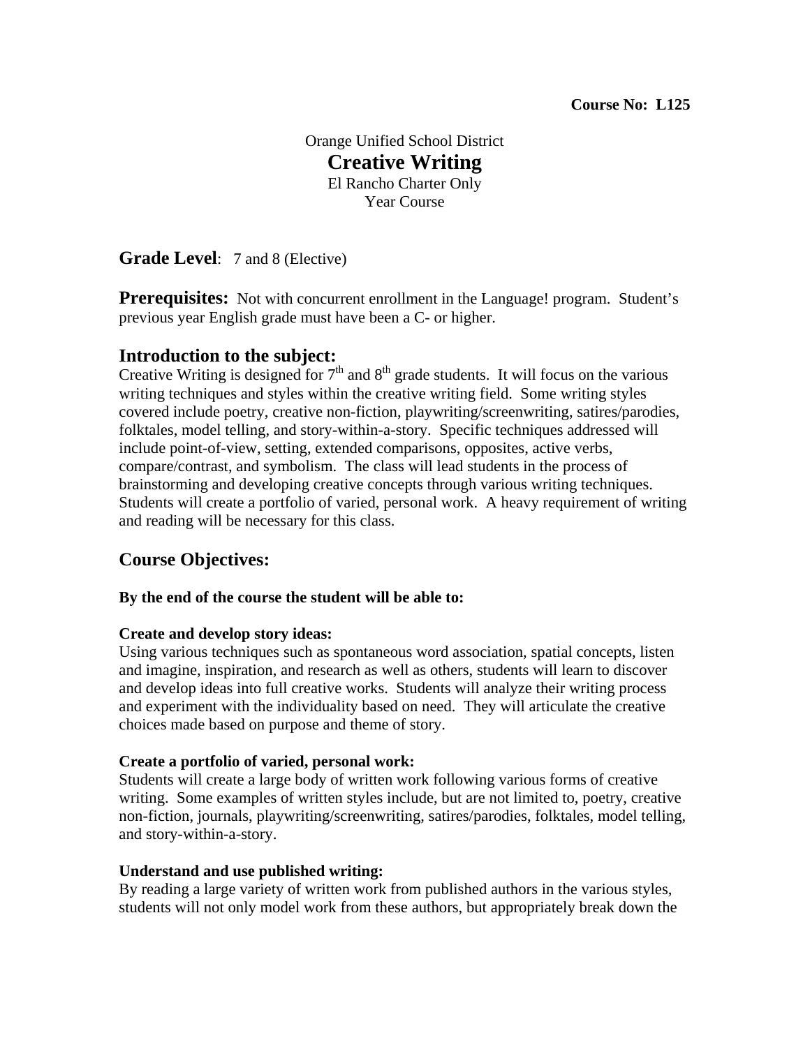**Course No: L125**

Orange Unified School District

# Creative Writing

El Rancho Charter Only

Year Course

## Grade Level: 7 and 8 (Elective)

## Prerequisites:

Not with concurrent enrollment in the Language! program. Student's previous year English grade must have been a C- or higher.

## Introduction to the subject:

Creative Writing is designed for 7th and 8th grade students. It will focus on the various writing techniques and styles within the creative writing field. Some writing styles covered include poetry, creative non-fiction, playwriting/screenwriting, satires/parodies, folktales, model telling, and story-within-a-story. Specific techniques addressed will include point-of-view, setting, extended comparisons, opposites, active verbs, compare/contrast, and symbolism. The class will lead students in the process of brainstorming and developing creative concepts through various writing techniques. Students will create a portfolio of varied, personal work. A heavy requirement of writing and reading will be necessary for this class.

## Course Objectives:

**By the end of the course the student will be able to:**

**Create and develop story ideas:**

Using various techniques such as spontaneous word association, spatial concepts, listen and imagine, inspiration, and research as well as others, students will learn to discover and develop ideas into full creative works. Students will analyze their writing process and experiment with the individuality based on need. They will articulate the creative choices made based on purpose and theme of story.

**Create a portfolio of varied, personal work:**

Students will create a large body of written work following various forms of creative writing. Some examples of written styles include, but are not limited to, poetry, creative non-fiction, journals, playwriting/screenwriting, satires/parodies, folktales, model telling, and story-within-a-story.

**Understand and use published writing:**

By reading a large variety of written work from published authors in the various styles, students will not only model work from these authors, but appropriately break down the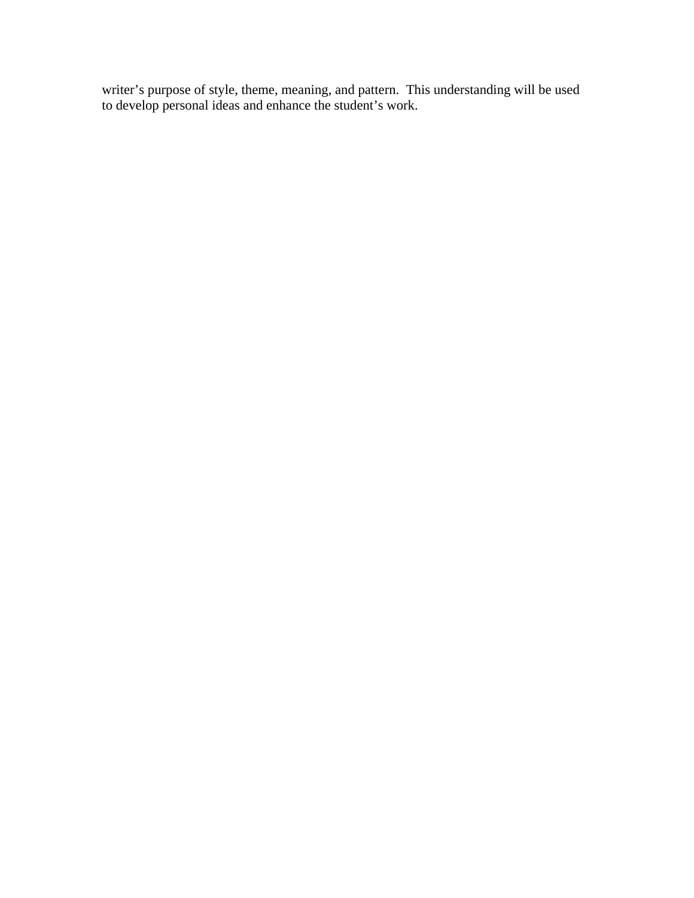writer's purpose of style, theme, meaning, and pattern. This understanding will be used to develop personal ideas and enhance the student's work.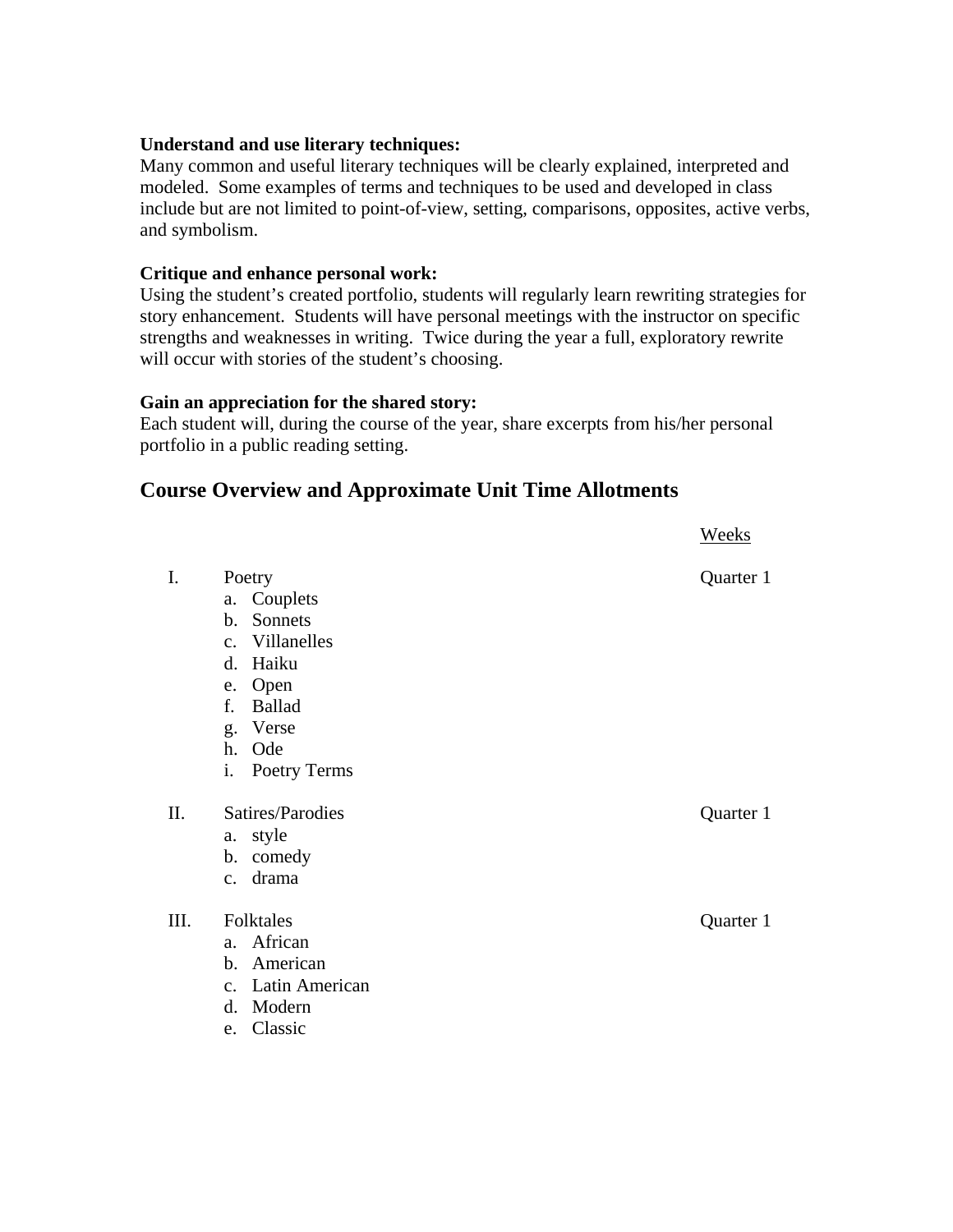**Understand and use literary techniques:**
Many common and useful literary techniques will be clearly explained, interpreted and modeled. Some examples of terms and techniques to be used and developed in class include but are not limited to point-of-view, setting, comparisons, opposites, active verbs, and symbolism.

**Critique and enhance personal work:**
Using the student's created portfolio, students will regularly learn rewriting strategies for story enhancement. Students will have personal meetings with the instructor on specific strengths and weaknesses in writing. Twice during the year a full, exploratory rewrite will occur with stories of the student's choosing.

**Gain an appreciation for the shared story:**
Each student will, during the course of the year, share excerpts from his/her personal portfolio in a public reading setting.

## Course Overview and Approximate Unit Time Allotments

| | Unit | Weeks |
|---|---|---|
| I. | Poetry<br>a. Couplets<br>b. Sonnets<br>c. Villanelles<br>d. Haiku<br>e. Open<br>f. Ballad<br>g. Verse<br>h. Ode<br>i. Poetry Terms | Quarter 1 |
| II. | Satires/Parodies<br>a. style<br>b. comedy<br>c. drama | Quarter 1 |
| III. | Folktales<br>a. African<br>b. American<br>c. Latin American<br>d. Modern<br>e. Classic | Quarter 1 |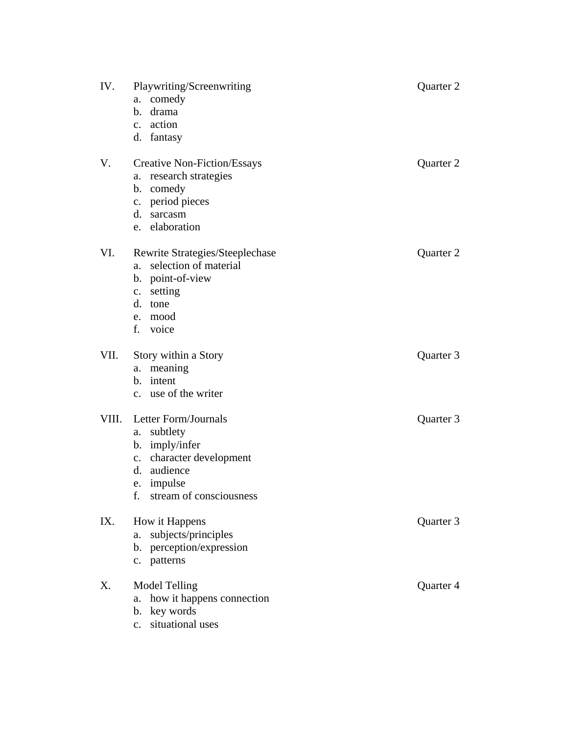IV. Playwriting/Screenwriting — Quarter 2

a. comedy
b. drama
c. action
d. fantasy

V. Creative Non-Fiction/Essays — Quarter 2

a. research strategies
b. comedy
c. period pieces
d. sarcasm
e. elaboration

VI. Rewrite Strategies/Steeplechase — Quarter 2

a. selection of material
b. point-of-view
c. setting
d. tone
e. mood
f. voice

VII. Story within a Story — Quarter 3

a. meaning
b. intent
c. use of the writer

VIII. Letter Form/Journals — Quarter 3

a. subtlety
b. imply/infer
c. character development
d. audience
e. impulse
f. stream of consciousness

IX. How it Happens — Quarter 3

a. subjects/principles
b. perception/expression
c. patterns

X. Model Telling — Quarter 4

a. how it happens connection
b. key words
c. situational uses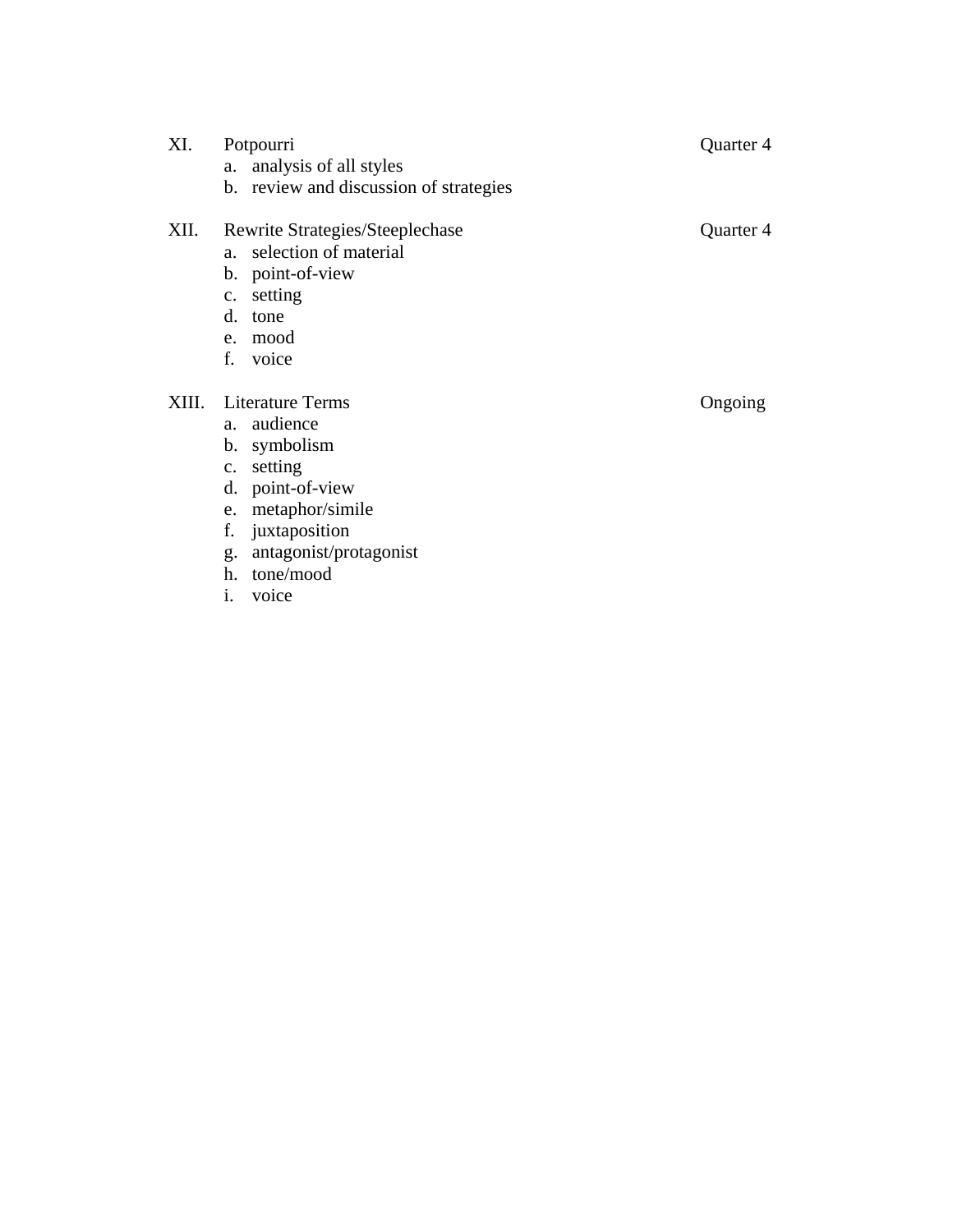XI. Potpourri — Quarter 4

a. analysis of all styles
b. review and discussion of strategies

XII. Rewrite Strategies/Steeplechase — Quarter 4

a. selection of material
b. point-of-view
c. setting
d. tone
e. mood
f. voice

XIII. Literature Terms — Ongoing

a. audience
b. symbolism
c. setting
d. point-of-view
e. metaphor/simile
f. juxtaposition
g. antagonist/protagonist
h. tone/mood
i. voice